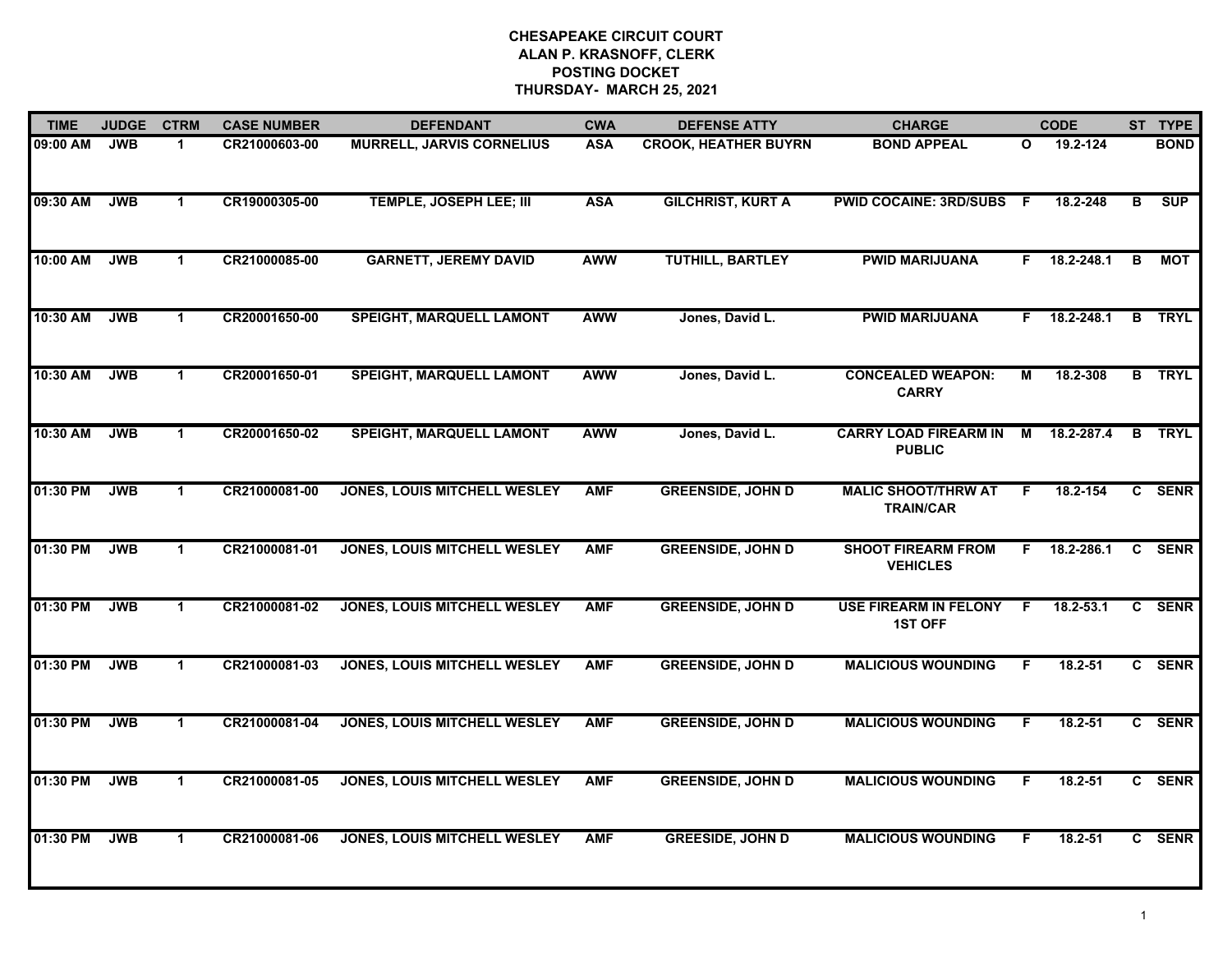# CHESAPEAKE CIRCUIT COURT
## ALAN P. KRASNOFF, CLERK
## POSTING DOCKET
## THURSDAY- MARCH 25, 2021

| TIME | JUDGE | CTRM | CASE NUMBER | DEFENDANT | CWA | DEFENSE ATTY | CHARGE | | CODE | ST | TYPE |
|---|---|---|---|---|---|---|---|---|---|---|---|
| 09:00 AM | JWB | 1 | CR21000603-00 | MURRELL, JARVIS CORNELIUS | ASA | CROOK, HEATHER BUYRN | BOND APPEAL | O | 19.2-124 | | BOND |
| 09:30 AM | JWB | 1 | CR19000305-00 | TEMPLE, JOSEPH LEE; III | ASA | GILCHRIST, KURT A | PWID COCAINE: 3RD/SUBS | F | 18.2-248 | B | SUP |
| 10:00 AM | JWB | 1 | CR21000085-00 | GARNETT, JEREMY DAVID | AWW | TUTHILL, BARTLEY | PWID MARIJUANA | F | 18.2-248.1 | B | MOT |
| 10:30 AM | JWB | 1 | CR20001650-00 | SPEIGHT, MARQUELL LAMONT | AWW | Jones, David L. | PWID MARIJUANA | F | 18.2-248.1 | B | TRYL |
| 10:30 AM | JWB | 1 | CR20001650-01 | SPEIGHT, MARQUELL LAMONT | AWW | Jones, David L. | CONCEALED WEAPON: CARRY | M | 18.2-308 | B | TRYL |
| 10:30 AM | JWB | 1 | CR20001650-02 | SPEIGHT, MARQUELL LAMONT | AWW | Jones, David L. | CARRY LOAD FIREARM IN PUBLIC | M | 18.2-287.4 | B | TRYL |
| 01:30 PM | JWB | 1 | CR21000081-00 | JONES, LOUIS MITCHELL WESLEY | AMF | GREENSIDE, JOHN D | MALIC SHOOT/THRW AT TRAIN/CAR | F | 18.2-154 | C | SENR |
| 01:30 PM | JWB | 1 | CR21000081-01 | JONES, LOUIS MITCHELL WESLEY | AMF | GREENSIDE, JOHN D | SHOOT FIREARM FROM VEHICLES | F | 18.2-286.1 | C | SENR |
| 01:30 PM | JWB | 1 | CR21000081-02 | JONES, LOUIS MITCHELL WESLEY | AMF | GREENSIDE, JOHN D | USE FIREARM IN FELONY 1ST OFF | F | 18.2-53.1 | C | SENR |
| 01:30 PM | JWB | 1 | CR21000081-03 | JONES, LOUIS MITCHELL WESLEY | AMF | GREENSIDE, JOHN D | MALICIOUS WOUNDING | F | 18.2-51 | C | SENR |
| 01:30 PM | JWB | 1 | CR21000081-04 | JONES, LOUIS MITCHELL WESLEY | AMF | GREENSIDE, JOHN D | MALICIOUS WOUNDING | F | 18.2-51 | C | SENR |
| 01:30 PM | JWB | 1 | CR21000081-05 | JONES, LOUIS MITCHELL WESLEY | AMF | GREENSIDE, JOHN D | MALICIOUS WOUNDING | F | 18.2-51 | C | SENR |
| 01:30 PM | JWB | 1 | CR21000081-06 | JONES, LOUIS MITCHELL WESLEY | AMF | GREESIDE, JOHN D | MALICIOUS WOUNDING | F | 18.2-51 | C | SENR |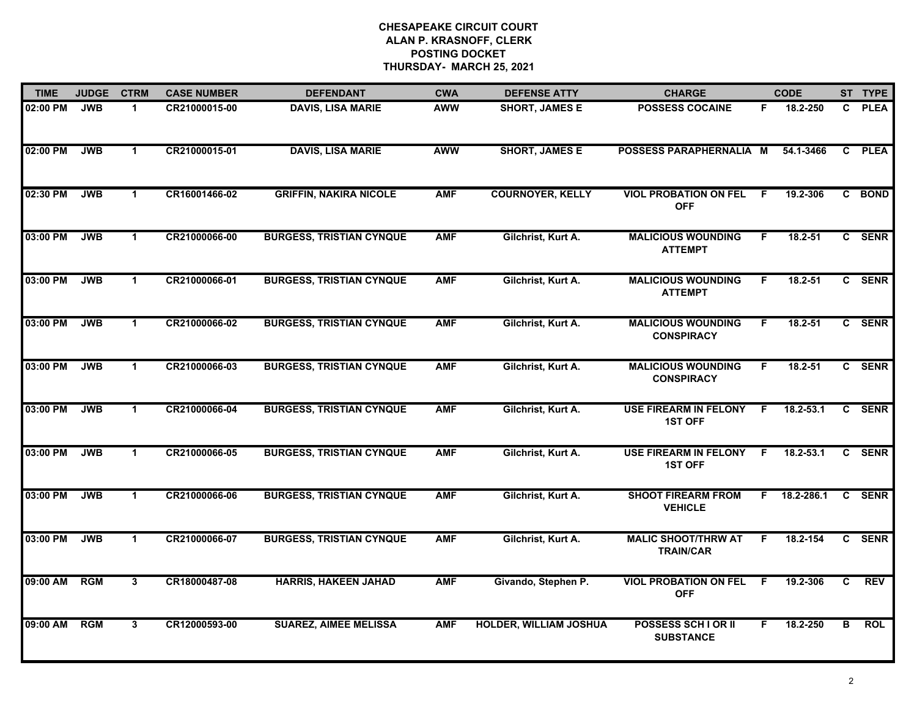# CHESAPEAKE CIRCUIT COURT
## ALAN P. KRASNOFF, CLERK
## POSTING DOCKET
## THURSDAY- MARCH 25, 2021

| TIME | JUDGE | CTRM | CASE NUMBER | DEFENDANT | CWA | DEFENSE ATTY | CHARGE | | CODE | ST | TYPE |
|---|---|---|---|---|---|---|---|---|---|---|---|
| 02:00 PM | JWB | 1 | CR21000015-00 | DAVIS, LISA MARIE | AWW | SHORT, JAMES E | POSSESS COCAINE | F | 18.2-250 | C | PLEA |
| 02:00 PM | JWB | 1 | CR21000015-01 | DAVIS, LISA MARIE | AWW | SHORT, JAMES E | POSSESS PARAPHERNALIA | M | 54.1-3466 | C | PLEA |
| 02:30 PM | JWB | 1 | CR16001466-02 | GRIFFIN, NAKIRA NICOLE | AMF | COURNOYER, KELLY | VIOL PROBATION ON FEL OFF | F | 19.2-306 | C | BOND |
| 03:00 PM | JWB | 1 | CR21000066-00 | BURGESS, TRISTIAN CYNQUE | AMF | Gilchrist, Kurt A. | MALICIOUS WOUNDING ATTEMPT | F | 18.2-51 | C | SENR |
| 03:00 PM | JWB | 1 | CR21000066-01 | BURGESS, TRISTIAN CYNQUE | AMF | Gilchrist, Kurt A. | MALICIOUS WOUNDING ATTEMPT | F | 18.2-51 | C | SENR |
| 03:00 PM | JWB | 1 | CR21000066-02 | BURGESS, TRISTIAN CYNQUE | AMF | Gilchrist, Kurt A. | MALICIOUS WOUNDING CONSPIRACY | F | 18.2-51 | C | SENR |
| 03:00 PM | JWB | 1 | CR21000066-03 | BURGESS, TRISTIAN CYNQUE | AMF | Gilchrist, Kurt A. | MALICIOUS WOUNDING CONSPIRACY | F | 18.2-51 | C | SENR |
| 03:00 PM | JWB | 1 | CR21000066-04 | BURGESS, TRISTIAN CYNQUE | AMF | Gilchrist, Kurt A. | USE FIREARM IN FELONY 1ST OFF | F | 18.2-53.1 | C | SENR |
| 03:00 PM | JWB | 1 | CR21000066-05 | BURGESS, TRISTIAN CYNQUE | AMF | Gilchrist, Kurt A. | USE FIREARM IN FELONY 1ST OFF | F | 18.2-53.1 | C | SENR |
| 03:00 PM | JWB | 1 | CR21000066-06 | BURGESS, TRISTIAN CYNQUE | AMF | Gilchrist, Kurt A. | SHOOT FIREARM FROM VEHICLE | F | 18.2-286.1 | C | SENR |
| 03:00 PM | JWB | 1 | CR21000066-07 | BURGESS, TRISTIAN CYNQUE | AMF | Gilchrist, Kurt A. | MALIC SHOOT/THRW AT TRAIN/CAR | F | 18.2-154 | C | SENR |
| 09:00 AM | RGM | 3 | CR18000487-08 | HARRIS, HAKEEN JAHAD | AMF | Givando, Stephen P. | VIOL PROBATION ON FEL OFF | F | 19.2-306 | C | REV |
| 09:00 AM | RGM | 3 | CR12000593-00 | SUAREZ, AIMEE MELISSA | AMF | HOLDER, WILLIAM JOSHUA | POSSESS SCH I OR II SUBSTANCE | F | 18.2-250 | B | ROL |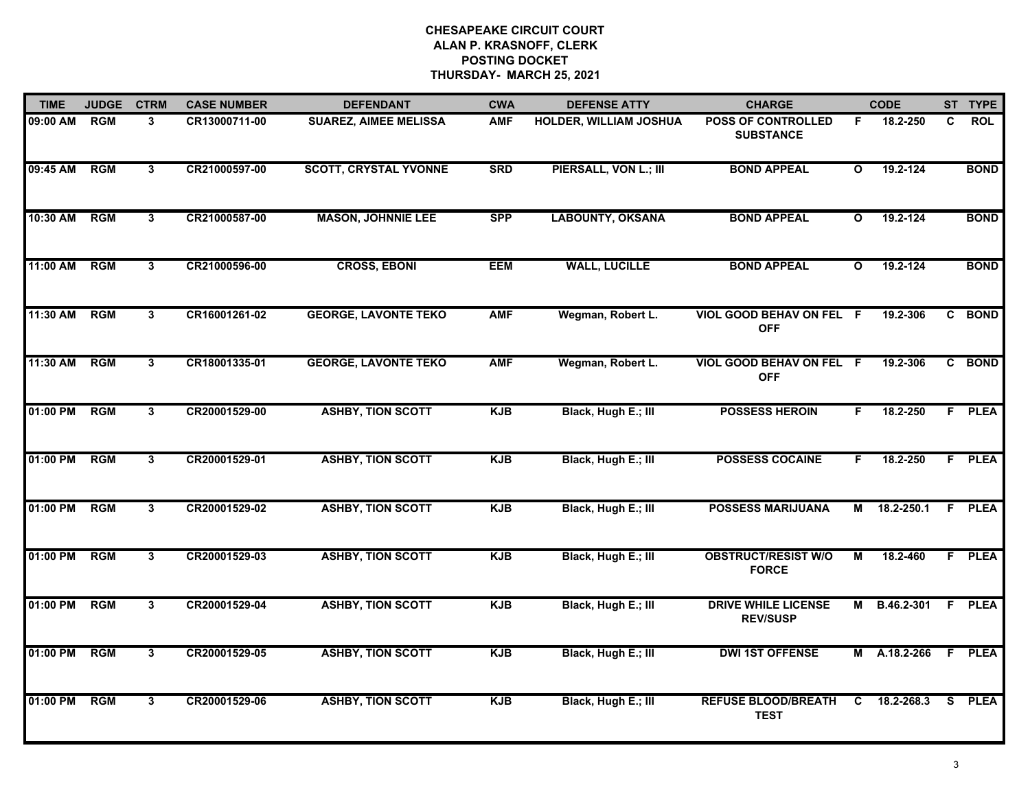**CHESAPEAKE CIRCUIT COURT**
**ALAN P. KRASNOFF, CLERK**
**POSTING DOCKET**
**THURSDAY- MARCH 25, 2021**

| TIME | JUDGE | CTRM | CASE NUMBER | DEFENDANT | CWA | DEFENSE ATTY | CHARGE | | CODE | ST | TYPE |
|---|---|---|---|---|---|---|---|---|---|---|---|
| 09:00 AM | RGM | 3 | CR13000711-00 | SUAREZ, AIMEE MELISSA | AMF | HOLDER, WILLIAM JOSHUA | POSS OF CONTROLLED SUBSTANCE | F | 18.2-250 | C | ROL |
| 09:45 AM | RGM | 3 | CR21000597-00 | SCOTT, CRYSTAL YVONNE | SRD | PIERSALL, VON L.; III | BOND APPEAL | O | 19.2-124 | | BOND |
| 10:30 AM | RGM | 3 | CR21000587-00 | MASON, JOHNNIE LEE | SPP | LABOUNTY, OKSANA | BOND APPEAL | O | 19.2-124 | | BOND |
| 11:00 AM | RGM | 3 | CR21000596-00 | CROSS, EBONI | EEM | WALL, LUCILLE | BOND APPEAL | O | 19.2-124 | | BOND |
| 11:30 AM | RGM | 3 | CR16001261-02 | GEORGE, LAVONTE TEKO | AMF | Wegman, Robert L. | VIOL GOOD BEHAV ON FEL OFF | F | 19.2-306 | C | BOND |
| 11:30 AM | RGM | 3 | CR18001335-01 | GEORGE, LAVONTE TEKO | AMF | Wegman, Robert L. | VIOL GOOD BEHAV ON FEL OFF | F | 19.2-306 | C | BOND |
| 01:00 PM | RGM | 3 | CR20001529-00 | ASHBY, TION SCOTT | KJB | Black, Hugh E.; III | POSSESS HEROIN | F | 18.2-250 | F | PLEA |
| 01:00 PM | RGM | 3 | CR20001529-01 | ASHBY, TION SCOTT | KJB | Black, Hugh E.; III | POSSESS COCAINE | F | 18.2-250 | F | PLEA |
| 01:00 PM | RGM | 3 | CR20001529-02 | ASHBY, TION SCOTT | KJB | Black, Hugh E.; III | POSSESS MARIJUANA | M | 18.2-250.1 | F | PLEA |
| 01:00 PM | RGM | 3 | CR20001529-03 | ASHBY, TION SCOTT | KJB | Black, Hugh E.; III | OBSTRUCT/RESIST W/O FORCE | M | 18.2-460 | F | PLEA |
| 01:00 PM | RGM | 3 | CR20001529-04 | ASHBY, TION SCOTT | KJB | Black, Hugh E.; III | DRIVE WHILE LICENSE REV/SUSP | M | B.46.2-301 | F | PLEA |
| 01:00 PM | RGM | 3 | CR20001529-05 | ASHBY, TION SCOTT | KJB | Black, Hugh E.; III | DWI 1ST OFFENSE | M | A.18.2-266 | F | PLEA |
| 01:00 PM | RGM | 3 | CR20001529-06 | ASHBY, TION SCOTT | KJB | Black, Hugh E.; III | REFUSE BLOOD/BREATH TEST | C | 18.2-268.3 | S | PLEA |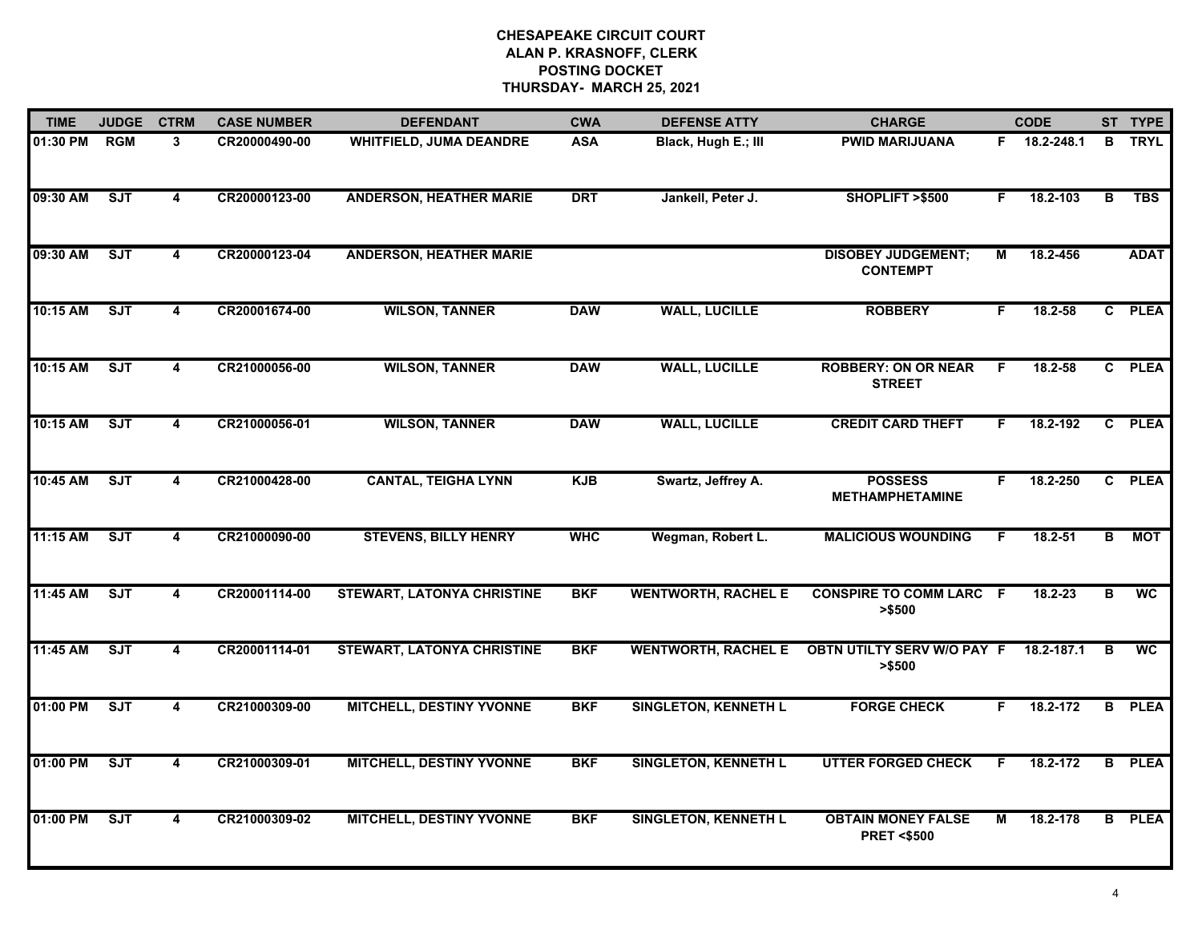**CHESAPEAKE CIRCUIT COURT**
**ALAN P. KRASNOFF, CLERK**
**POSTING DOCKET**
**THURSDAY- MARCH 25, 2021**

| TIME | JUDGE | CTRM | CASE NUMBER | DEFENDANT | CWA | DEFENSE ATTY | CHARGE | | CODE | ST | TYPE |
|---|---|---|---|---|---|---|---|---|---|---|---|
| 01:30 PM | RGM | 3 | CR20000490-00 | WHITFIELD, JUMA DEANDRE | ASA | Black, Hugh E.; III | PWID MARIJUANA | F | 18.2-248.1 | B | TRYL |
| 09:30 AM | SJT | 4 | CR20000123-00 | ANDERSON, HEATHER MARIE | DRT | Jankell, Peter J. | SHOPLIFT >$500 | F | 18.2-103 | B | TBS |
| 09:30 AM | SJT | 4 | CR20000123-04 | ANDERSON, HEATHER MARIE | | | DISOBEY JUDGEMENT; CONTEMPT | M | 18.2-456 | | ADAT |
| 10:15 AM | SJT | 4 | CR20001674-00 | WILSON, TANNER | DAW | WALL, LUCILLE | ROBBERY | F | 18.2-58 | C | PLEA |
| 10:15 AM | SJT | 4 | CR21000056-00 | WILSON, TANNER | DAW | WALL, LUCILLE | ROBBERY: ON OR NEAR STREET | F | 18.2-58 | C | PLEA |
| 10:15 AM | SJT | 4 | CR21000056-01 | WILSON, TANNER | DAW | WALL, LUCILLE | CREDIT CARD THEFT | F | 18.2-192 | C | PLEA |
| 10:45 AM | SJT | 4 | CR21000428-00 | CANTAL, TEIGHA LYNN | KJB | Swartz, Jeffrey A. | POSSESS METHAMPHETAMINE | F | 18.2-250 | C | PLEA |
| 11:15 AM | SJT | 4 | CR21000090-00 | STEVENS, BILLY HENRY | WHC | Wegman, Robert L. | MALICIOUS WOUNDING | F | 18.2-51 | B | MOT |
| 11:45 AM | SJT | 4 | CR20001114-00 | STEWART, LATONYA CHRISTINE | BKF | WENTWORTH, RACHEL E | CONSPIRE TO COMM LARC >$500 | F | 18.2-23 | B | WC |
| 11:45 AM | SJT | 4 | CR20001114-01 | STEWART, LATONYA CHRISTINE | BKF | WENTWORTH, RACHEL E | OBTN UTILTY SERV W/O PAY >$500 | F | 18.2-187.1 | B | WC |
| 01:00 PM | SJT | 4 | CR21000309-00 | MITCHELL, DESTINY YVONNE | BKF | SINGLETON, KENNETH L | FORGE CHECK | F | 18.2-172 | B | PLEA |
| 01:00 PM | SJT | 4 | CR21000309-01 | MITCHELL, DESTINY YVONNE | BKF | SINGLETON, KENNETH L | UTTER FORGED CHECK | F | 18.2-172 | B | PLEA |
| 01:00 PM | SJT | 4 | CR21000309-02 | MITCHELL, DESTINY YVONNE | BKF | SINGLETON, KENNETH L | OBTAIN MONEY FALSE PRET <$500 | M | 18.2-178 | B | PLEA |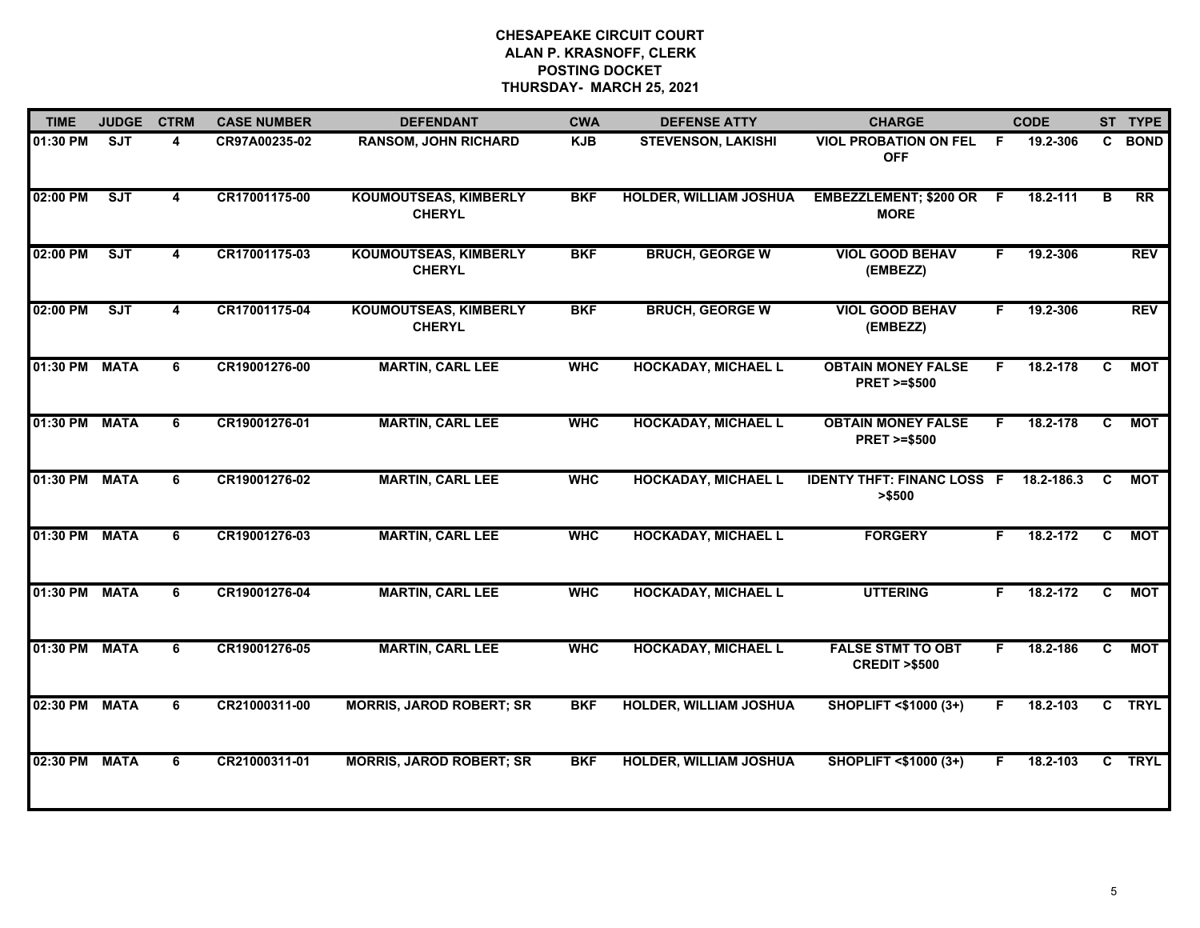**CHESAPEAKE CIRCUIT COURT**
**ALAN P. KRASNOFF, CLERK**
**POSTING DOCKET**
**THURSDAY- MARCH 25, 2021**

| TIME | JUDGE | CTRM | CASE NUMBER | DEFENDANT | CWA | DEFENSE ATTY | CHARGE | | CODE | ST | TYPE |
|---|---|---|---|---|---|---|---|---|---|---|---|
| 01:30 PM | SJT | 4 | CR97A00235-02 | RANSOM, JOHN RICHARD | KJB | STEVENSON, LAKISHI | VIOL PROBATION ON FEL OFF | F | 19.2-306 | C | BOND |
| 02:00 PM | SJT | 4 | CR17001175-00 | KOUMOUTSEAS, KIMBERLY CHERYL | BKF | HOLDER, WILLIAM JOSHUA | EMBEZZLEMENT; $200 OR MORE | F | 18.2-111 | B | RR |
| 02:00 PM | SJT | 4 | CR17001175-03 | KOUMOUTSEAS, KIMBERLY CHERYL | BKF | BRUCH, GEORGE W | VIOL GOOD BEHAV (EMBEZZ) | F | 19.2-306 | | REV |
| 02:00 PM | SJT | 4 | CR17001175-04 | KOUMOUTSEAS, KIMBERLY CHERYL | BKF | BRUCH, GEORGE W | VIOL GOOD BEHAV (EMBEZZ) | F | 19.2-306 | | REV |
| 01:30 PM | MATA | 6 | CR19001276-00 | MARTIN, CARL LEE | WHC | HOCKADAY, MICHAEL L | OBTAIN MONEY FALSE PRET >=$500 | F | 18.2-178 | C | MOT |
| 01:30 PM | MATA | 6 | CR19001276-01 | MARTIN, CARL LEE | WHC | HOCKADAY, MICHAEL L | OBTAIN MONEY FALSE PRET >=$500 | F | 18.2-178 | C | MOT |
| 01:30 PM | MATA | 6 | CR19001276-02 | MARTIN, CARL LEE | WHC | HOCKADAY, MICHAEL L | IDENTY THFT: FINANC LOSS >$500 | F | 18.2-186.3 | C | MOT |
| 01:30 PM | MATA | 6 | CR19001276-03 | MARTIN, CARL LEE | WHC | HOCKADAY, MICHAEL L | FORGERY | F | 18.2-172 | C | MOT |
| 01:30 PM | MATA | 6 | CR19001276-04 | MARTIN, CARL LEE | WHC | HOCKADAY, MICHAEL L | UTTERING | F | 18.2-172 | C | MOT |
| 01:30 PM | MATA | 6 | CR19001276-05 | MARTIN, CARL LEE | WHC | HOCKADAY, MICHAEL L | FALSE STMT TO OBT CREDIT >$500 | F | 18.2-186 | C | MOT |
| 02:30 PM | MATA | 6 | CR21000311-00 | MORRIS, JAROD ROBERT; SR | BKF | HOLDER, WILLIAM JOSHUA | SHOPLIFT <$1000 (3+) | F | 18.2-103 | C | TRYL |
| 02:30 PM | MATA | 6 | CR21000311-01 | MORRIS, JAROD ROBERT; SR | BKF | HOLDER, WILLIAM JOSHUA | SHOPLIFT <$1000 (3+) | F | 18.2-103 | C | TRYL |